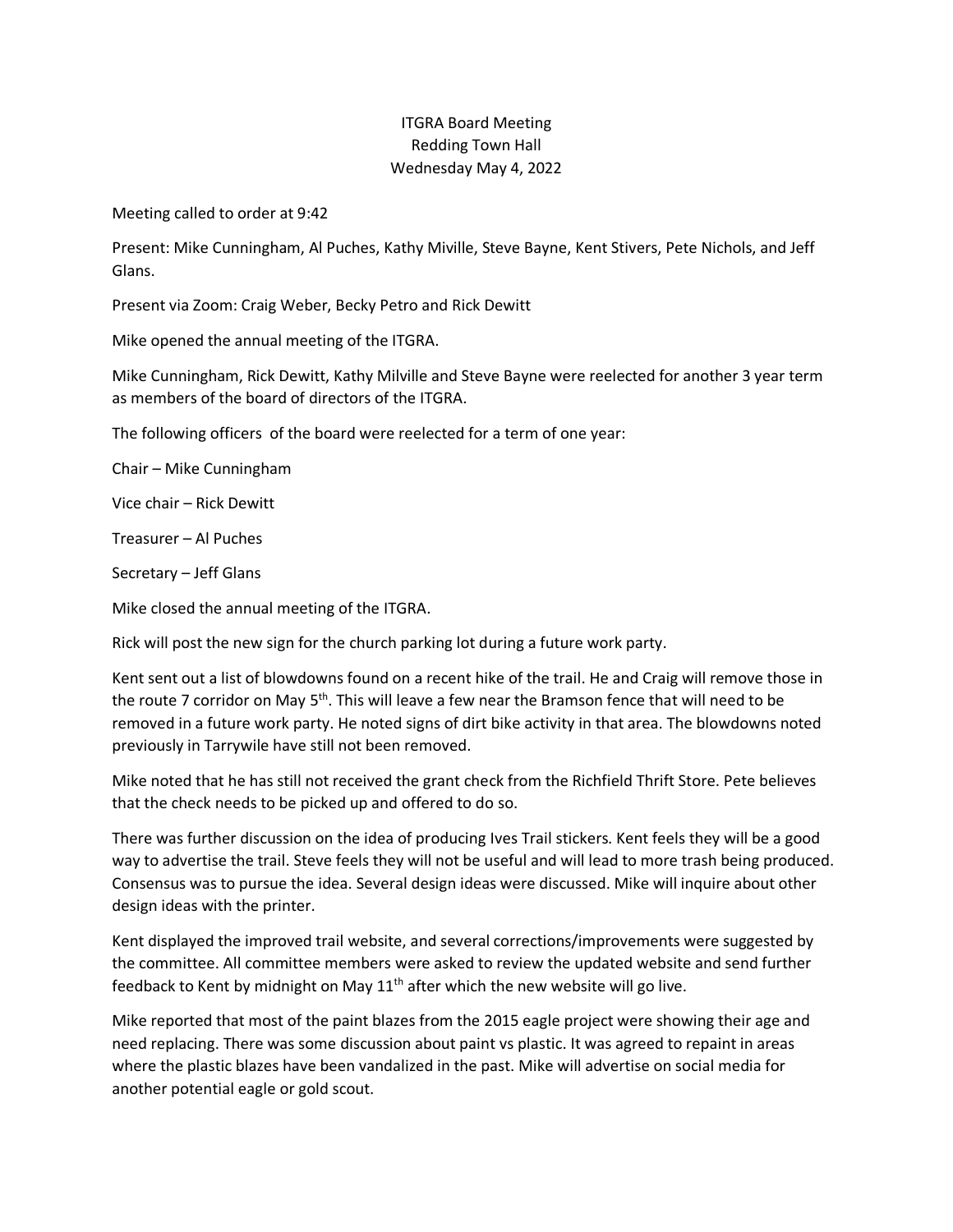# ITGRA Board Meeting
## Redding Town Hall
## Wednesday May 4, 2022

Meeting called to order at 9:42

Present: Mike Cunningham, Al Puches, Kathy Miville, Steve Bayne, Kent Stivers, Pete Nichols, and Jeff Glans.

Present via Zoom: Craig Weber, Becky Petro and Rick Dewitt

Mike opened the annual meeting of the ITGRA.

Mike Cunningham, Rick Dewitt, Kathy Milville and Steve Bayne were reelected for another 3 year term as members of the board of directors of the ITGRA.

The following officers of the board were reelected for a term of one year:

Chair – Mike Cunningham

Vice chair – Rick Dewitt

Treasurer – Al Puches

Secretary – Jeff Glans

Mike closed the annual meeting of the ITGRA.

Rick will post the new sign for the church parking lot during a future work party.

Kent sent out a list of blowdowns found on a recent hike of the trail. He and Craig will remove those in the route 7 corridor on May 5th. This will leave a few near the Bramson fence that will need to be removed in a future work party. He noted signs of dirt bike activity in that area. The blowdowns noted previously in Tarrywile have still not been removed.

Mike noted that he has still not received the grant check from the Richfield Thrift Store. Pete believes that the check needs to be picked up and offered to do so.

There was further discussion on the idea of producing Ives Trail stickers. Kent feels they will be a good way to advertise the trail. Steve feels they will not be useful and will lead to more trash being produced. Consensus was to pursue the idea. Several design ideas were discussed. Mike will inquire about other design ideas with the printer.

Kent displayed the improved trail website, and several corrections/improvements were suggested by the committee. All committee members were asked to review the updated website and send further feedback to Kent by midnight on May 11th after which the new website will go live.

Mike reported that most of the paint blazes from the 2015 eagle project were showing their age and need replacing. There was some discussion about paint vs plastic. It was agreed to repaint in areas where the plastic blazes have been vandalized in the past. Mike will advertise on social media for another potential eagle or gold scout.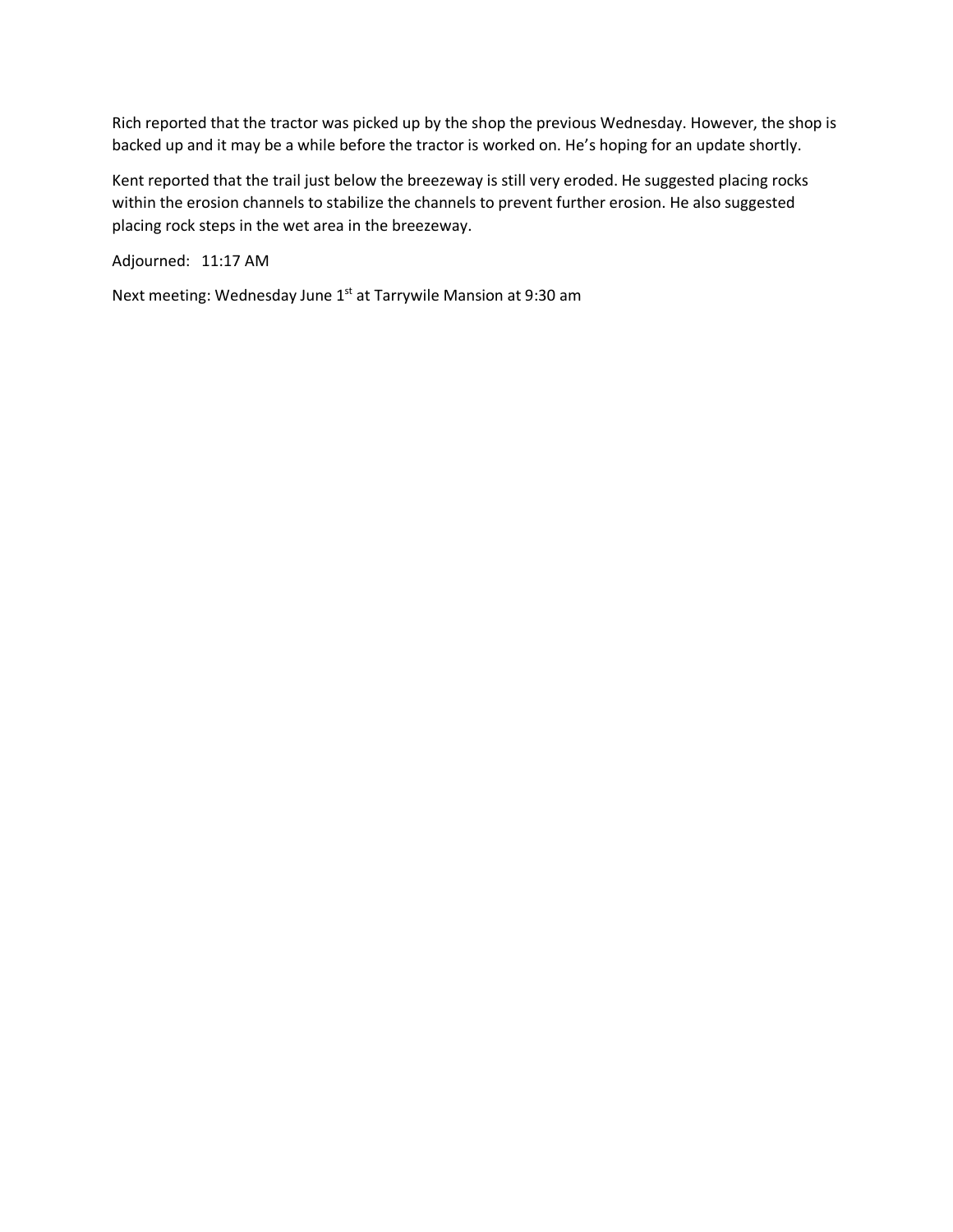Rich reported that the tractor was picked up by the shop the previous Wednesday. However, the shop is backed up and it may be a while before the tractor is worked on. He's hoping for an update shortly.

Kent reported that the trail just below the breezeway is still very eroded. He suggested placing rocks within the erosion channels to stabilize the channels to prevent further erosion. He also suggested placing rock steps in the wet area in the breezeway.

Adjourned: 11:17 AM

Next meeting: Wednesday June 1st at Tarrywile Mansion at 9:30 am